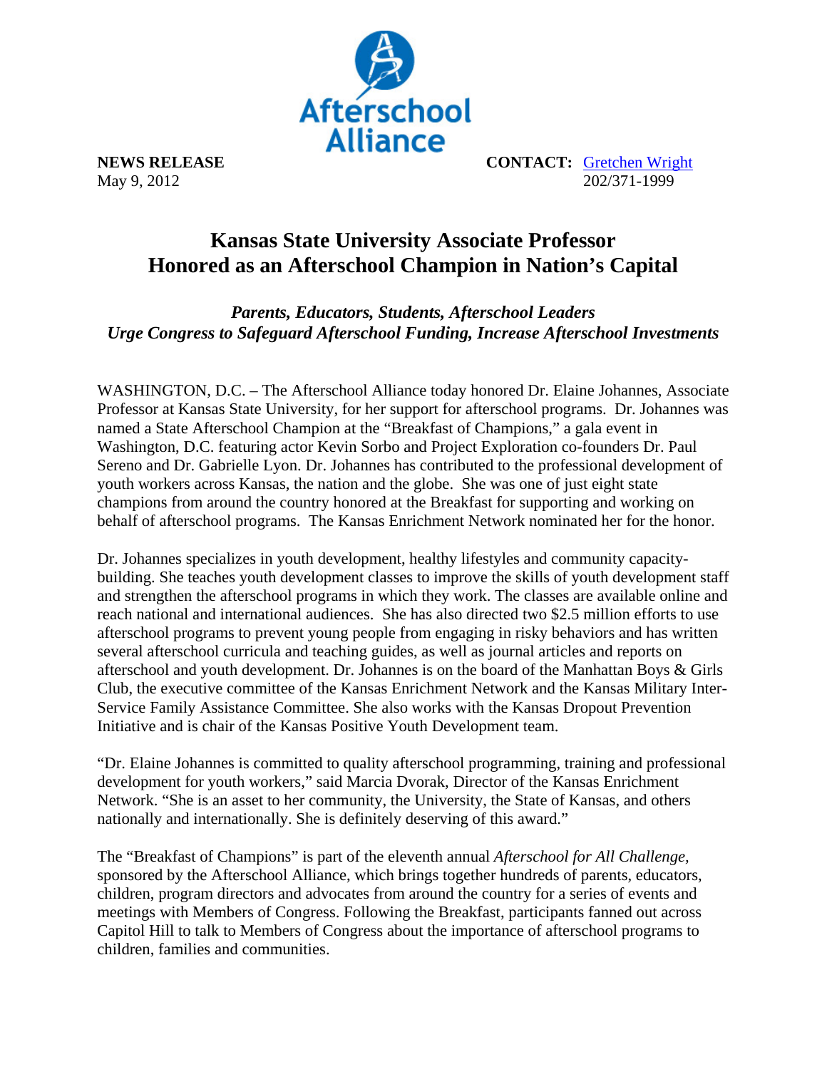Afterschool Alliance

**NEWS RELEASE**
May 9, 2012

**CONTACT:** Gretchen Wright
202/371-1999

# Kansas State University Associate Professor Honored as an Afterschool Champion in Nation's Capital

***Parents, Educators, Students, Afterschool Leaders***
***Urge Congress to Safeguard Afterschool Funding, Increase Afterschool Investments***

WASHINGTON, D.C. – The Afterschool Alliance today honored Dr. Elaine Johannes, Associate Professor at Kansas State University, for her support for afterschool programs. Dr. Johannes was named a State Afterschool Champion at the "Breakfast of Champions," a gala event in Washington, D.C. featuring actor Kevin Sorbo and Project Exploration co-founders Dr. Paul Sereno and Dr. Gabrielle Lyon. Dr. Johannes has contributed to the professional development of youth workers across Kansas, the nation and the globe. She was one of just eight state champions from around the country honored at the Breakfast for supporting and working on behalf of afterschool programs. The Kansas Enrichment Network nominated her for the honor.

Dr. Johannes specializes in youth development, healthy lifestyles and community capacity-building. She teaches youth development classes to improve the skills of youth development staff and strengthen the afterschool programs in which they work. The classes are available online and reach national and international audiences. She has also directed two $2.5 million efforts to use afterschool programs to prevent young people from engaging in risky behaviors and has written several afterschool curricula and teaching guides, as well as journal articles and reports on afterschool and youth development. Dr. Johannes is on the board of the Manhattan Boys & Girls Club, the executive committee of the Kansas Enrichment Network and the Kansas Military Inter-Service Family Assistance Committee. She also works with the Kansas Dropout Prevention Initiative and is chair of the Kansas Positive Youth Development team.

"Dr. Elaine Johannes is committed to quality afterschool programming, training and professional development for youth workers," said Marcia Dvorak, Director of the Kansas Enrichment Network. "She is an asset to her community, the University, the State of Kansas, and others nationally and internationally. She is definitely deserving of this award."

The "Breakfast of Champions" is part of the eleventh annual *Afterschool for All Challenge*, sponsored by the Afterschool Alliance, which brings together hundreds of parents, educators, children, program directors and advocates from around the country for a series of events and meetings with Members of Congress. Following the Breakfast, participants fanned out across Capitol Hill to talk to Members of Congress about the importance of afterschool programs to children, families and communities.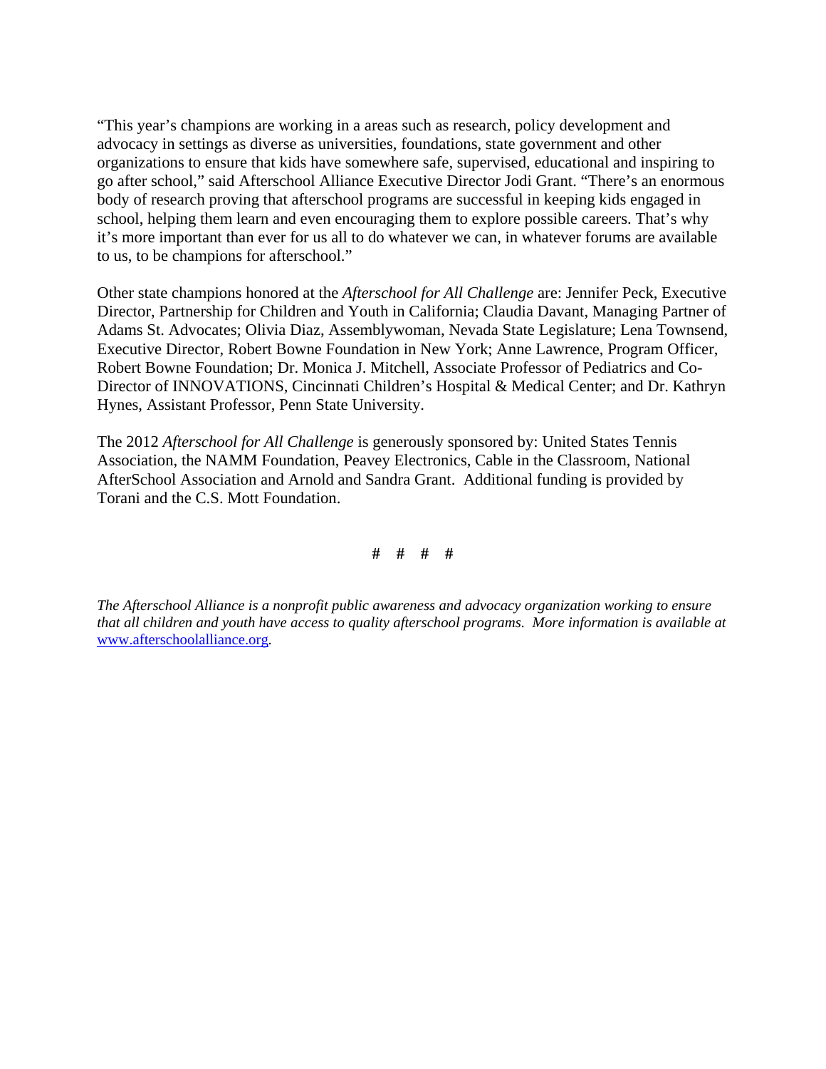"This year's champions are working in a areas such as research, policy development and advocacy in settings as diverse as universities, foundations, state government and other organizations to ensure that kids have somewhere safe, supervised, educational and inspiring to go after school," said Afterschool Alliance Executive Director Jodi Grant. "There's an enormous body of research proving that afterschool programs are successful in keeping kids engaged in school, helping them learn and even encouraging them to explore possible careers. That's why it's more important than ever for us all to do whatever we can, in whatever forums are available to us, to be champions for afterschool."

Other state champions honored at the *Afterschool for All Challenge* are: Jennifer Peck, Executive Director, Partnership for Children and Youth in California; Claudia Davant, Managing Partner of Adams St. Advocates; Olivia Diaz, Assemblywoman, Nevada State Legislature; Lena Townsend, Executive Director, Robert Bowne Foundation in New York; Anne Lawrence, Program Officer, Robert Bowne Foundation; Dr. Monica J. Mitchell, Associate Professor of Pediatrics and Co-Director of INNOVATIONS, Cincinnati Children's Hospital & Medical Center; and Dr. Kathryn Hynes, Assistant Professor, Penn State University.

The 2012 *Afterschool for All Challenge* is generously sponsored by: United States Tennis Association, the NAMM Foundation, Peavey Electronics, Cable in the Classroom, National AfterSchool Association and Arnold and Sandra Grant. Additional funding is provided by Torani and the C.S. Mott Foundation.

# # # #

*The Afterschool Alliance is a nonprofit public awareness and advocacy organization working to ensure that all children and youth have access to quality afterschool programs. More information is available at* [www.afterschoolalliance.org](http://www.afterschoolalliance.org).